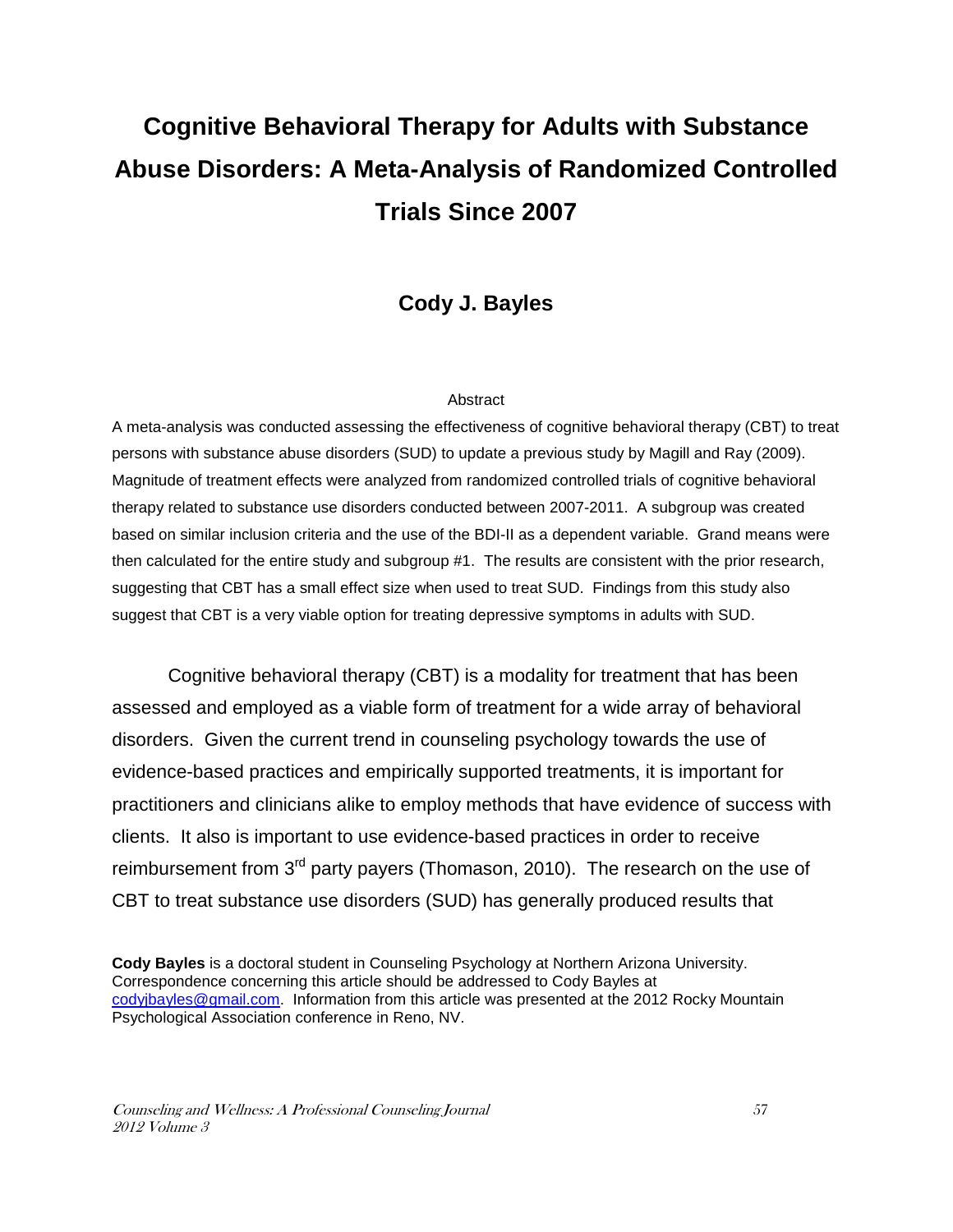# Cognitive Behavioral Therapy for Adults with Substance Abuse Disorders: A Meta-Analysis of Randomized Controlled Trials Since 2007

## Cody J. Bayles

### Abstract

A meta-analysis was conducted assessing the effectiveness of cognitive behavioral therapy (CBT) to treat persons with substance abuse disorders (SUD) to update a previous study by Magill and Ray (2009). Magnitude of treatment effects were analyzed from randomized controlled trials of cognitive behavioral therapy related to substance use disorders conducted between 2007-2011. A subgroup was created based on similar inclusion criteria and the use of the BDI-II as a dependent variable. Grand means were then calculated for the entire study and subgroup #1. The results are consistent with the prior research, suggesting that CBT has a small effect size when used to treat SUD. Findings from this study also suggest that CBT is a very viable option for treating depressive symptoms in adults with SUD.

Cognitive behavioral therapy (CBT) is a modality for treatment that has been assessed and employed as a viable form of treatment for a wide array of behavioral disorders. Given the current trend in counseling psychology towards the use of evidence-based practices and empirically supported treatments, it is important for practitioners and clinicians alike to employ methods that have evidence of success with clients. It also is important to use evidence-based practices in order to receive reimbursement from 3rd party payers (Thomason, 2010). The research on the use of CBT to treat substance use disorders (SUD) has generally produced results that

**Cody Bayles** is a doctoral student in Counseling Psychology at Northern Arizona University. Correspondence concerning this article should be addressed to Cody Bayles at codyjbayles@gmail.com. Information from this article was presented at the 2012 Rocky Mountain Psychological Association conference in Reno, NV.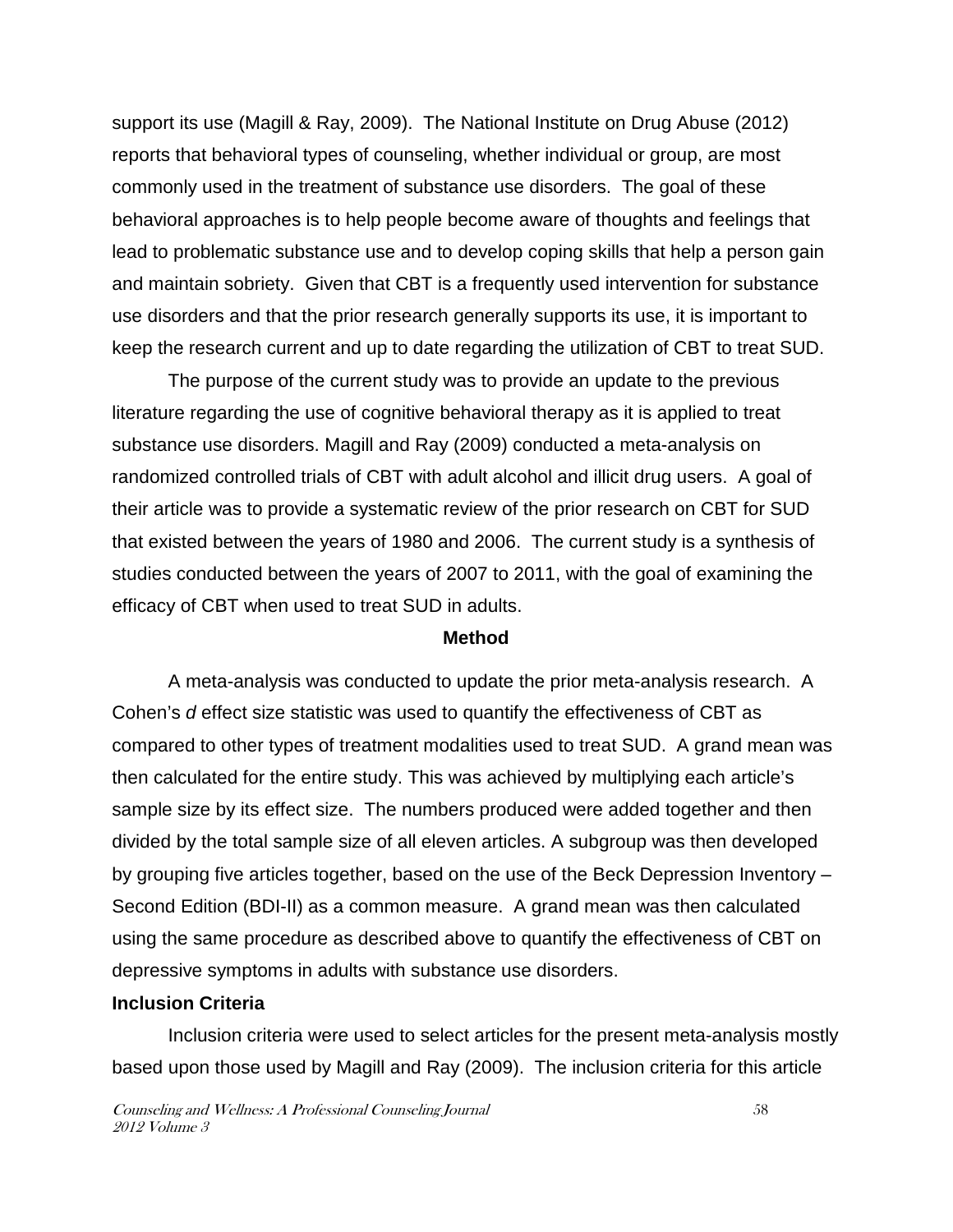support its use (Magill & Ray, 2009). The National Institute on Drug Abuse (2012) reports that behavioral types of counseling, whether individual or group, are most commonly used in the treatment of substance use disorders. The goal of these behavioral approaches is to help people become aware of thoughts and feelings that lead to problematic substance use and to develop coping skills that help a person gain and maintain sobriety. Given that CBT is a frequently used intervention for substance use disorders and that the prior research generally supports its use, it is important to keep the research current and up to date regarding the utilization of CBT to treat SUD.

The purpose of the current study was to provide an update to the previous literature regarding the use of cognitive behavioral therapy as it is applied to treat substance use disorders. Magill and Ray (2009) conducted a meta-analysis on randomized controlled trials of CBT with adult alcohol and illicit drug users. A goal of their article was to provide a systematic review of the prior research on CBT for SUD that existed between the years of 1980 and 2006. The current study is a synthesis of studies conducted between the years of 2007 to 2011, with the goal of examining the efficacy of CBT when used to treat SUD in adults.

## Method

A meta-analysis was conducted to update the prior meta-analysis research. A Cohen's *d* effect size statistic was used to quantify the effectiveness of CBT as compared to other types of treatment modalities used to treat SUD. A grand mean was then calculated for the entire study. This was achieved by multiplying each article's sample size by its effect size. The numbers produced were added together and then divided by the total sample size of all eleven articles. A subgroup was then developed by grouping five articles together, based on the use of the Beck Depression Inventory – Second Edition (BDI-II) as a common measure. A grand mean was then calculated using the same procedure as described above to quantify the effectiveness of CBT on depressive symptoms in adults with substance use disorders.

### Inclusion Criteria

Inclusion criteria were used to select articles for the present meta-analysis mostly based upon those used by Magill and Ray (2009). The inclusion criteria for this article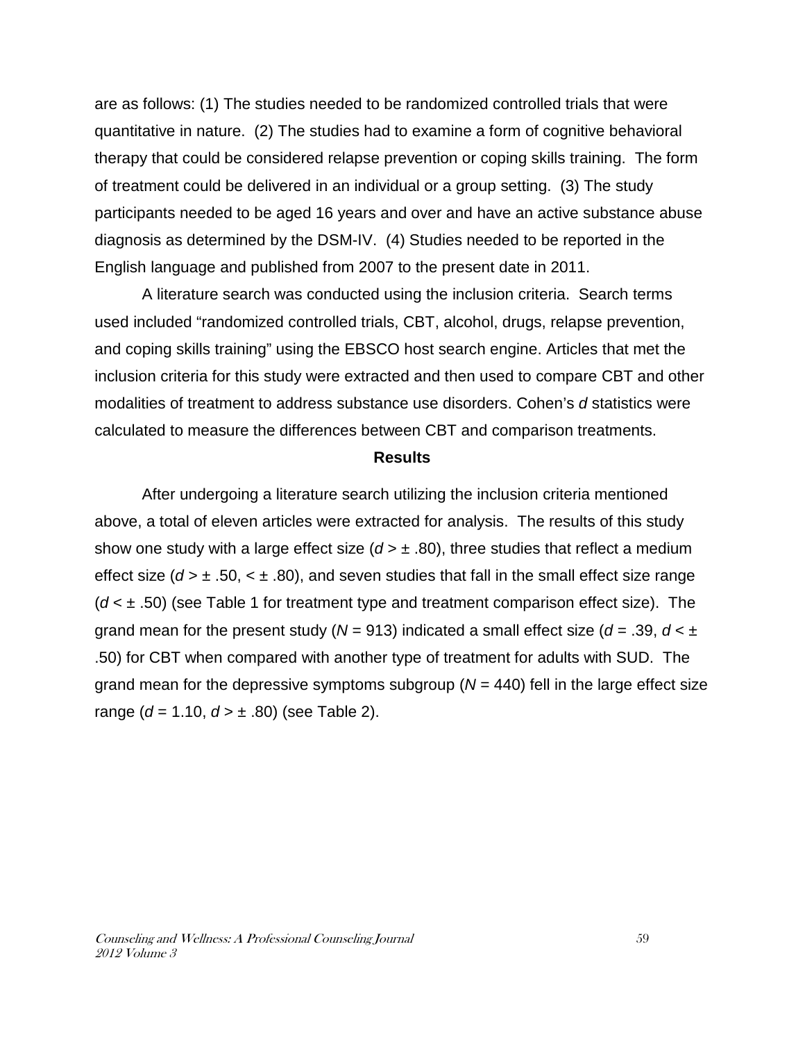are as follows: (1) The studies needed to be randomized controlled trials that were quantitative in nature. (2) The studies had to examine a form of cognitive behavioral therapy that could be considered relapse prevention or coping skills training. The form of treatment could be delivered in an individual or a group setting. (3) The study participants needed to be aged 16 years and over and have an active substance abuse diagnosis as determined by the DSM-IV. (4) Studies needed to be reported in the English language and published from 2007 to the present date in 2011.

A literature search was conducted using the inclusion criteria. Search terms used included "randomized controlled trials, CBT, alcohol, drugs, relapse prevention, and coping skills training" using the EBSCO host search engine. Articles that met the inclusion criteria for this study were extracted and then used to compare CBT and other modalities of treatment to address substance use disorders. Cohen's *d* statistics were calculated to measure the differences between CBT and comparison treatments.

## Results

After undergoing a literature search utilizing the inclusion criteria mentioned above, a total of eleven articles were extracted for analysis. The results of this study show one study with a large effect size ($d > \pm .80$), three studies that reflect a medium effect size ($d > \pm .50, < \pm .80$), and seven studies that fall in the small effect size range ($d < \pm .50$) (see Table 1 for treatment type and treatment comparison effect size). The grand mean for the present study ($N = 913$) indicated a small effect size ($d = .39$, $d < \pm .50$) for CBT when compared with another type of treatment for adults with SUD. The grand mean for the depressive symptoms subgroup ($N = 440$) fell in the large effect size range ($d = 1.10$, $d > \pm .80$) (see Table 2).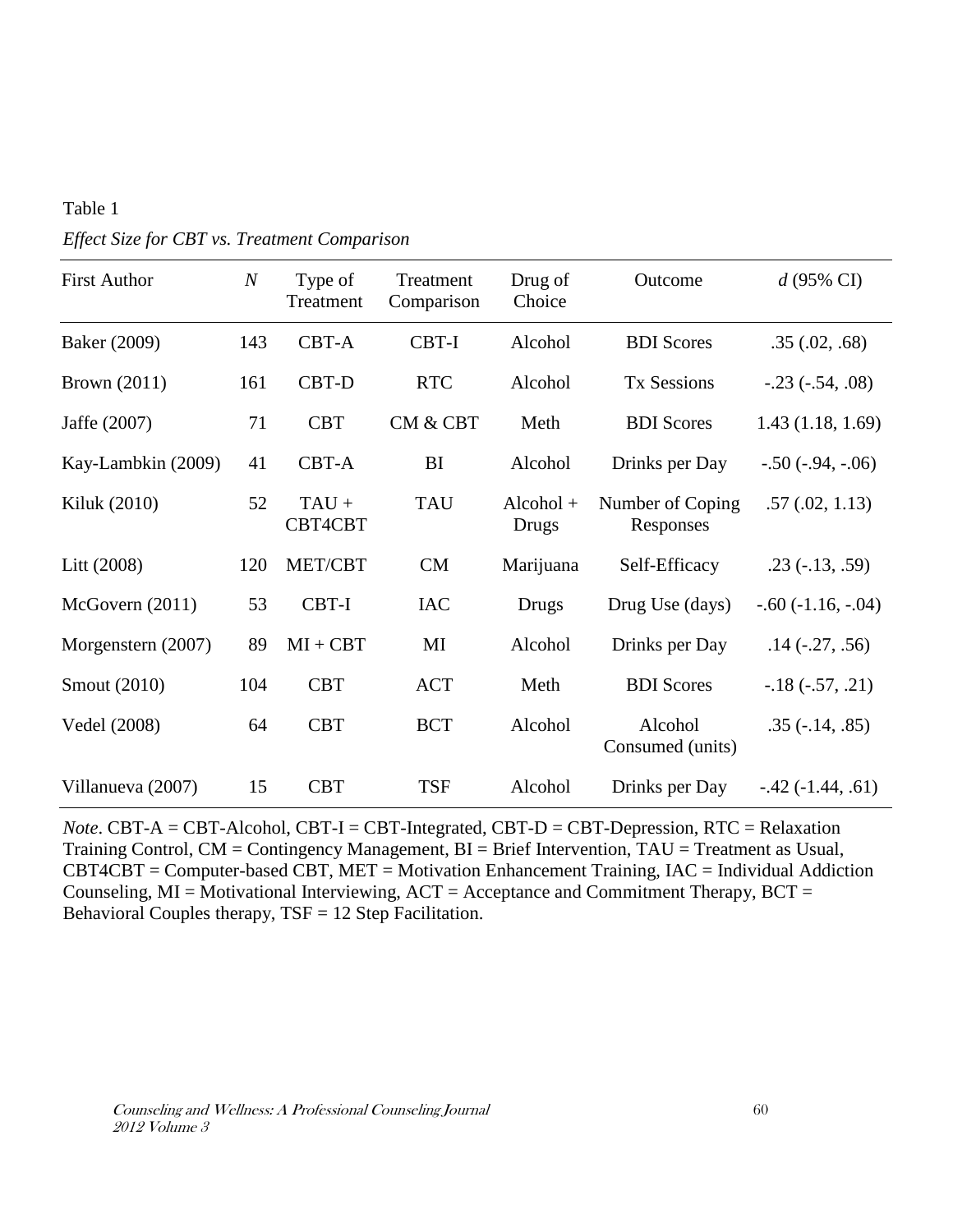Table 1

*Effect Size for CBT vs. Treatment Comparison*

| First Author | *N* | Type of Treatment | Treatment Comparison | Drug of Choice | Outcome | *d* (95% CI) |
|---|---|---|---|---|---|---|
| Baker (2009) | 143 | CBT-A | CBT-I | Alcohol | BDI Scores | .35 (.02, .68) |
| Brown (2011) | 161 | CBT-D | RTC | Alcohol | Tx Sessions | -.23 (-.54, .08) |
| Jaffe (2007) | 71 | CBT | CM & CBT | Meth | BDI Scores | 1.43 (1.18, 1.69) |
| Kay-Lambkin (2009) | 41 | CBT-A | BI | Alcohol | Drinks per Day | -.50 (-.94, -.06) |
| Kiluk (2010) | 52 | TAU + CBT4CBT | TAU | Alcohol + Drugs | Number of Coping Responses | .57 (.02, 1.13) |
| Litt (2008) | 120 | MET/CBT | CM | Marijuana | Self-Efficacy | .23 (-.13, .59) |
| McGovern (2011) | 53 | CBT-I | IAC | Drugs | Drug Use (days) | -.60 (-1.16, -.04) |
| Morgenstern (2007) | 89 | MI + CBT | MI | Alcohol | Drinks per Day | .14 (-.27, .56) |
| Smout (2010) | 104 | CBT | ACT | Meth | BDI Scores | -.18 (-.57, .21) |
| Vedel (2008) | 64 | CBT | BCT | Alcohol | Alcohol Consumed (units) | .35 (-.14, .85) |
| Villanueva (2007) | 15 | CBT | TSF | Alcohol | Drinks per Day | -.42 (-1.44, .61) |

*Note*. CBT-A = CBT-Alcohol, CBT-I = CBT-Integrated, CBT-D = CBT-Depression, RTC = Relaxation Training Control, CM = Contingency Management, BI = Brief Intervention, TAU = Treatment as Usual, CBT4CBT = Computer-based CBT, MET = Motivation Enhancement Training, IAC = Individual Addiction Counseling, MI = Motivational Interviewing, ACT = Acceptance and Commitment Therapy, BCT = Behavioral Couples therapy, TSF = 12 Step Facilitation.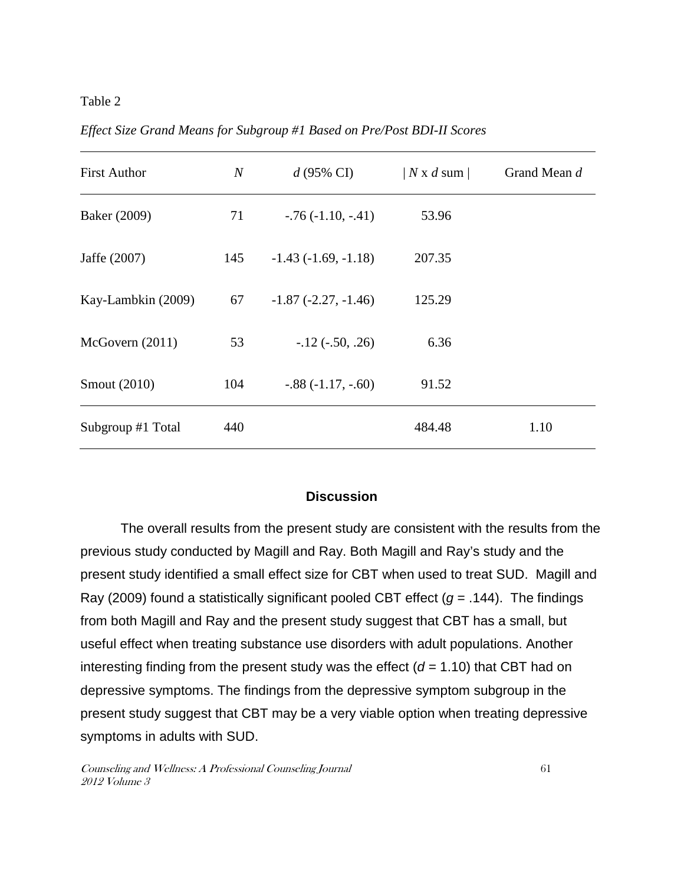Table 2

*Effect Size Grand Means for Subgroup #1 Based on Pre/Post BDI-II Scores*

| First Author | *N* | *d* (95% CI) | \| *N* x *d* sum \| | Grand Mean *d* |
|---|---|---|---|---|
| Baker (2009) | 71 | -.76 (-1.10, -.41) | 53.96 | |
| Jaffe (2007) | 145 | -1.43 (-1.69, -1.18) | 207.35 | |
| Kay-Lambkin (2009) | 67 | -1.87 (-2.27, -1.46) | 125.29 | |
| McGovern (2011) | 53 | -.12 (-.50, .26) | 6.36 | |
| Smout (2010) | 104 | -.88 (-1.17, -.60) | 91.52 | |
| Subgroup #1 Total | 440 | | 484.48 | 1.10 |

## Discussion

The overall results from the present study are consistent with the results from the previous study conducted by Magill and Ray. Both Magill and Ray's study and the present study identified a small effect size for CBT when used to treat SUD. Magill and Ray (2009) found a statistically significant pooled CBT effect ($g$ = .144). The findings from both Magill and Ray and the present study suggest that CBT has a small, but useful effect when treating substance use disorders with adult populations. Another interesting finding from the present study was the effect ($d$ = 1.10) that CBT had on depressive symptoms. The findings from the depressive symptom subgroup in the present study suggest that CBT may be a very viable option when treating depressive symptoms in adults with SUD.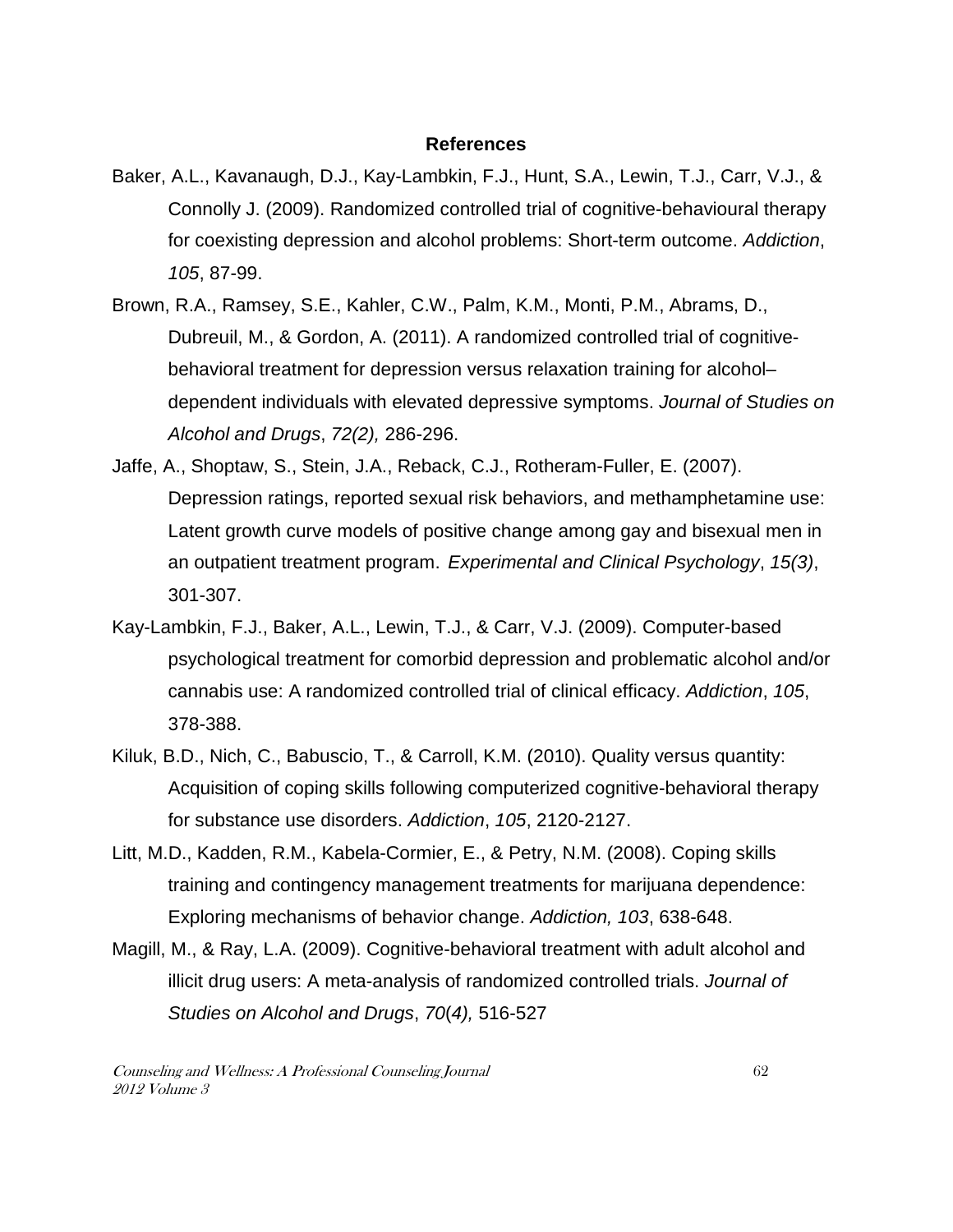## References

Baker, A.L., Kavanaugh, D.J., Kay-Lambkin, F.J., Hunt, S.A., Lewin, T.J., Carr, V.J., & Connolly J. (2009). Randomized controlled trial of cognitive-behavioural therapy for coexisting depression and alcohol problems: Short-term outcome. *Addiction*, *105*, 87-99.

Brown, R.A., Ramsey, S.E., Kahler, C.W., Palm, K.M., Monti, P.M., Abrams, D., Dubreuil, M., & Gordon, A. (2011). A randomized controlled trial of cognitive-behavioral treatment for depression versus relaxation training for alcohol–dependent individuals with elevated depressive symptoms. *Journal of Studies on Alcohol and Drugs*, *72(2),* 286-296.

Jaffe, A., Shoptaw, S., Stein, J.A., Reback, C.J., Rotheram-Fuller, E. (2007). Depression ratings, reported sexual risk behaviors, and methamphetamine use: Latent growth curve models of positive change among gay and bisexual men in an outpatient treatment program. *Experimental and Clinical Psychology*, *15(3)*, 301-307.

Kay-Lambkin, F.J., Baker, A.L., Lewin, T.J., & Carr, V.J. (2009). Computer-based psychological treatment for comorbid depression and problematic alcohol and/or cannabis use: A randomized controlled trial of clinical efficacy. *Addiction*, *105*, 378-388.

Kiluk, B.D., Nich, C., Babuscio, T., & Carroll, K.M. (2010). Quality versus quantity: Acquisition of coping skills following computerized cognitive-behavioral therapy for substance use disorders. *Addiction*, *105*, 2120-2127.

Litt, M.D., Kadden, R.M., Kabela-Cormier, E., & Petry, N.M. (2008). Coping skills training and contingency management treatments for marijuana dependence: Exploring mechanisms of behavior change. *Addiction, 103*, 638-648.

Magill, M., & Ray, L.A. (2009). Cognitive-behavioral treatment with adult alcohol and illicit drug users: A meta-analysis of randomized controlled trials. *Journal of Studies on Alcohol and Drugs*, *70*(*4),* 516-527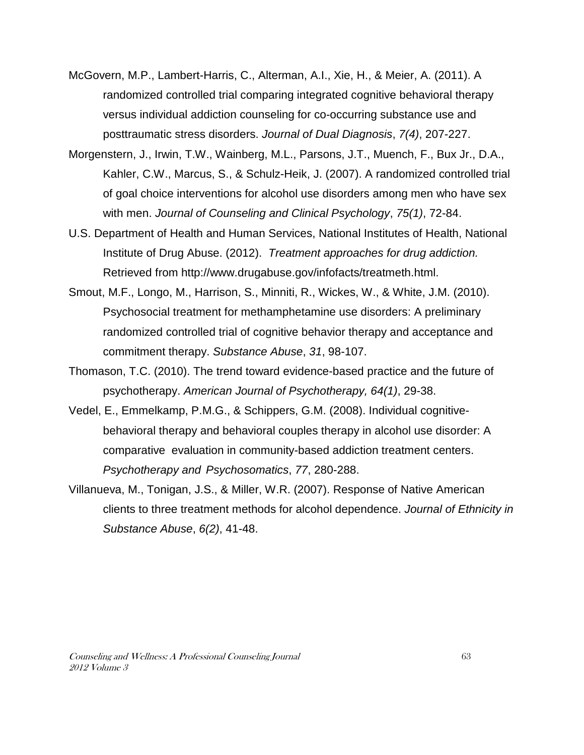McGovern, M.P., Lambert-Harris, C., Alterman, A.I., Xie, H., & Meier, A. (2011). A randomized controlled trial comparing integrated cognitive behavioral therapy versus individual addiction counseling for co-occurring substance use and posttraumatic stress disorders. *Journal of Dual Diagnosis*, *7(4)*, 207-227.

Morgenstern, J., Irwin, T.W., Wainberg, M.L., Parsons, J.T., Muench, F., Bux Jr., D.A., Kahler, C.W., Marcus, S., & Schulz-Heik, J. (2007). A randomized controlled trial of goal choice interventions for alcohol use disorders among men who have sex with men. *Journal of Counseling and Clinical Psychology*, *75(1)*, 72-84.

U.S. Department of Health and Human Services, National Institutes of Health, National Institute of Drug Abuse. (2012). *Treatment approaches for drug addiction.* Retrieved from http://www.drugabuse.gov/infofacts/treatmeth.html.

Smout, M.F., Longo, M., Harrison, S., Minniti, R., Wickes, W., & White, J.M. (2010). Psychosocial treatment for methamphetamine use disorders: A preliminary randomized controlled trial of cognitive behavior therapy and acceptance and commitment therapy. *Substance Abuse*, *31*, 98-107.

Thomason, T.C. (2010). The trend toward evidence-based practice and the future of psychotherapy. *American Journal of Psychotherapy, 64(1)*, 29-38.

Vedel, E., Emmelkamp, P.M.G., & Schippers, G.M. (2008). Individual cognitive-behavioral therapy and behavioral couples therapy in alcohol use disorder: A comparative evaluation in community-based addiction treatment centers. *Psychotherapy and Psychosomatics*, *77*, 280-288.

Villanueva, M., Tonigan, J.S., & Miller, W.R. (2007). Response of Native American clients to three treatment methods for alcohol dependence. *Journal of Ethnicity in Substance Abuse*, *6(2)*, 41-48.